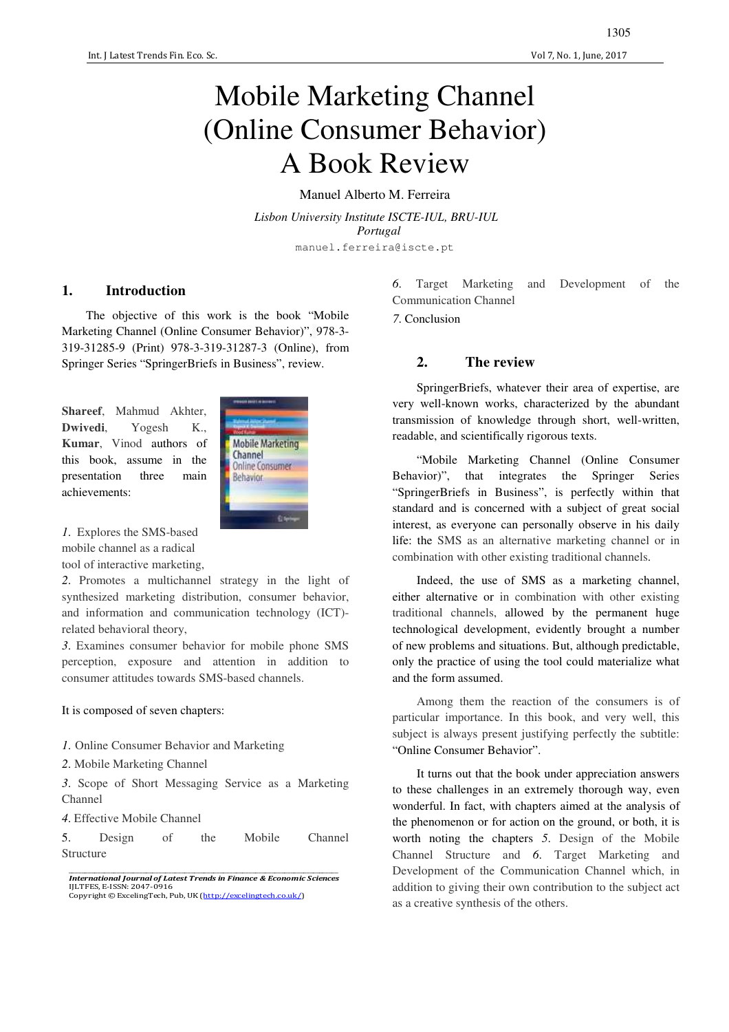# Mobile Marketing Channel (Online Consumer Behavior) A Book Review

Manuel Alberto M. Ferreira

*Lisbon University Institute ISCTE-IUL, BRU-IUL*
*Portugal*

manuel.ferreira@iscte.pt

## 1. Introduction

The objective of this work is the book "Mobile Marketing Channel (Online Consumer Behavior)", 978-3-319-31285-9 (Print) 978-3-319-31287-3 (Online), from Springer Series "SpringerBriefs in Business", review.

**Shareef**, Mahmud Akhter, **Dwivedi**, Yogesh K., **Kumar**, Vinod authors of this book, assume in the presentation three main achievements:

*1.* Explores the SMS-based mobile channel as a radical tool of interactive marketing,
*2.* Promotes a multichannel strategy in the light of synthesized marketing distribution, consumer behavior, and information and communication technology (ICT)-related behavioral theory,
*3.* Examines consumer behavior for mobile phone SMS perception, exposure and attention in addition to consumer attitudes towards SMS-based channels.

It is composed of seven chapters:

*1.* Online Consumer Behavior and Marketing

*2.* Mobile Marketing Channel

*3.* Scope of Short Messaging Service as a Marketing Channel

*4.* Effective Mobile Channel

5. Design of the Mobile Channel Structure

*6.* Target Marketing and Development of the Communication Channel

*7.* Conclusion

## 2. The review

SpringerBriefs, whatever their area of expertise, are very well-known works, characterized by the abundant transmission of knowledge through short, well-written, readable, and scientifically rigorous texts.

"Mobile Marketing Channel (Online Consumer Behavior)", that integrates the Springer Series "SpringerBriefs in Business", is perfectly within that standard and is concerned with a subject of great social interest, as everyone can personally observe in his daily life: the SMS as an alternative marketing channel or in combination with other existing traditional channels.

Indeed, the use of SMS as a marketing channel, either alternative or in combination with other existing traditional channels, allowed by the permanent huge technological development, evidently brought a number of new problems and situations. But, although predictable, only the practice of using the tool could materialize what and the form assumed.

Among them the reaction of the consumers is of particular importance. In this book, and very well, this subject is always present justifying perfectly the subtitle: "Online Consumer Behavior".

It turns out that the book under appreciation answers to these challenges in an extremely thorough way, even wonderful. In fact, with chapters aimed at the analysis of the phenomenon or for action on the ground, or both, it is worth noting the chapters *5.* Design of the Mobile Channel Structure and *6.* Target Marketing and Development of the Communication Channel which, in addition to giving their own contribution to the subject act as a creative synthesis of the others.

***International Journal of Latest Trends in Finance & Economic Sciences***
IJLTFES, E-ISSN: 2047-0916
Copyright © ExcelingTech, Pub, UK (http://excelingtech.co.uk/)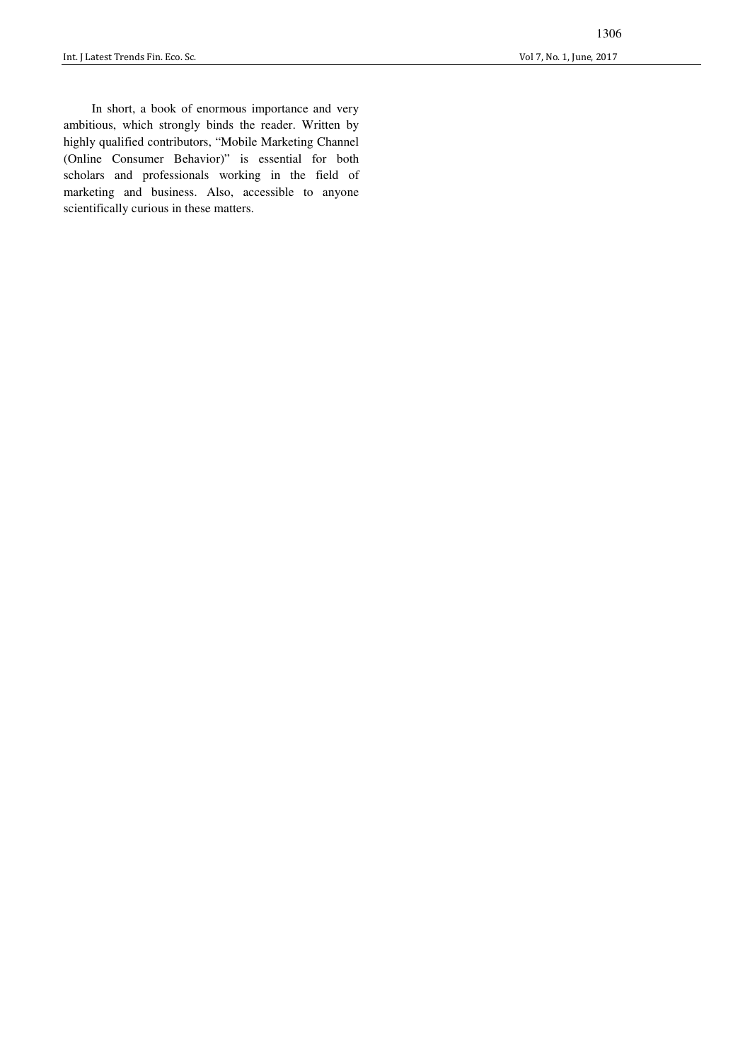In short, a book of enormous importance and very ambitious, which strongly binds the reader. Written by highly qualified contributors, "Mobile Marketing Channel (Online Consumer Behavior)" is essential for both scholars and professionals working in the field of marketing and business. Also, accessible to anyone scientifically curious in these matters.